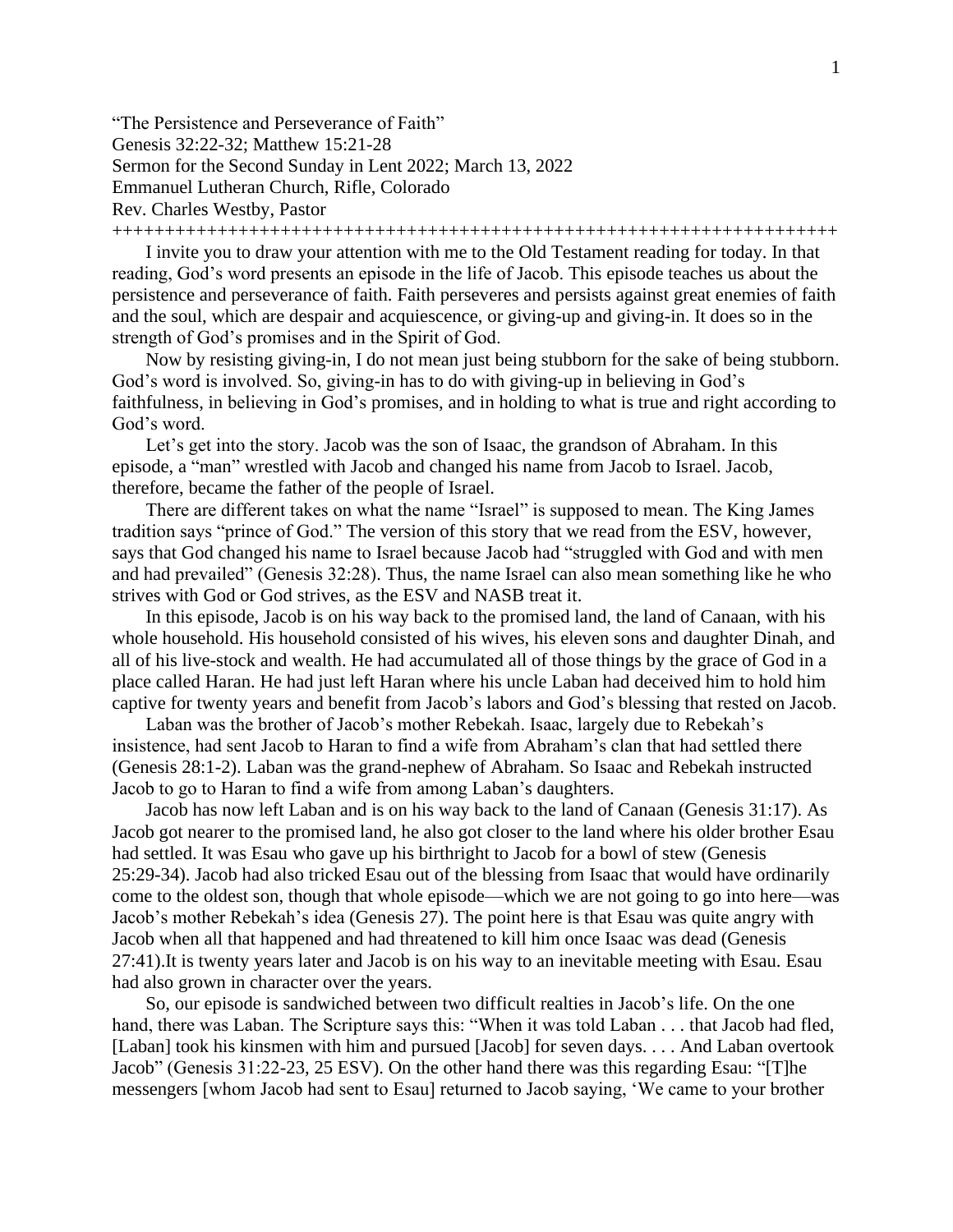"The Persistence and Perseverance of Faith"
Genesis 32:22-32; Matthew 15:21-28
Sermon for the Second Sunday in Lent 2022; March 13, 2022
Emmanuel Lutheran Church, Rifle, Colorado
Rev. Charles Westby, Pastor

++++++++++++++++++++++++++++++++++++++++++++++++++++++++++++++++++++++++

I invite you to draw your attention with me to the Old Testament reading for today. In that reading, God's word presents an episode in the life of Jacob. This episode teaches us about the persistence and perseverance of faith. Faith perseveres and persists against great enemies of faith and the soul, which are despair and acquiescence, or giving-up and giving-in. It does so in the strength of God's promises and in the Spirit of God.

Now by resisting giving-in, I do not mean just being stubborn for the sake of being stubborn. God's word is involved. So, giving-in has to do with giving-up in believing in God's faithfulness, in believing in God's promises, and in holding to what is true and right according to God's word.

Let's get into the story. Jacob was the son of Isaac, the grandson of Abraham. In this episode, a "man" wrestled with Jacob and changed his name from Jacob to Israel. Jacob, therefore, became the father of the people of Israel.

There are different takes on what the name "Israel" is supposed to mean. The King James tradition says "prince of God." The version of this story that we read from the ESV, however, says that God changed his name to Israel because Jacob had "struggled with God and with men and had prevailed" (Genesis 32:28). Thus, the name Israel can also mean something like he who strives with God or God strives, as the ESV and NASB treat it.

In this episode, Jacob is on his way back to the promised land, the land of Canaan, with his whole household. His household consisted of his wives, his eleven sons and daughter Dinah, and all of his live-stock and wealth. He had accumulated all of those things by the grace of God in a place called Haran. He had just left Haran where his uncle Laban had deceived him to hold him captive for twenty years and benefit from Jacob's labors and God's blessing that rested on Jacob.

Laban was the brother of Jacob's mother Rebekah. Isaac, largely due to Rebekah's insistence, had sent Jacob to Haran to find a wife from Abraham's clan that had settled there (Genesis 28:1-2). Laban was the grand-nephew of Abraham. So Isaac and Rebekah instructed Jacob to go to Haran to find a wife from among Laban's daughters.

Jacob has now left Laban and is on his way back to the land of Canaan (Genesis 31:17). As Jacob got nearer to the promised land, he also got closer to the land where his older brother Esau had settled. It was Esau who gave up his birthright to Jacob for a bowl of stew (Genesis 25:29-34). Jacob had also tricked Esau out of the blessing from Isaac that would have ordinarily come to the oldest son, though that whole episode—which we are not going to go into here—was Jacob's mother Rebekah's idea (Genesis 27). The point here is that Esau was quite angry with Jacob when all that happened and had threatened to kill him once Isaac was dead (Genesis 27:41).It is twenty years later and Jacob is on his way to an inevitable meeting with Esau. Esau had also grown in character over the years.

So, our episode is sandwiched between two difficult realties in Jacob's life. On the one hand, there was Laban. The Scripture says this: "When it was told Laban . . . that Jacob had fled, [Laban] took his kinsmen with him and pursued [Jacob] for seven days. . . . And Laban overtook Jacob" (Genesis 31:22-23, 25 ESV). On the other hand there was this regarding Esau: "[T]he messengers [whom Jacob had sent to Esau] returned to Jacob saying, 'We came to your brother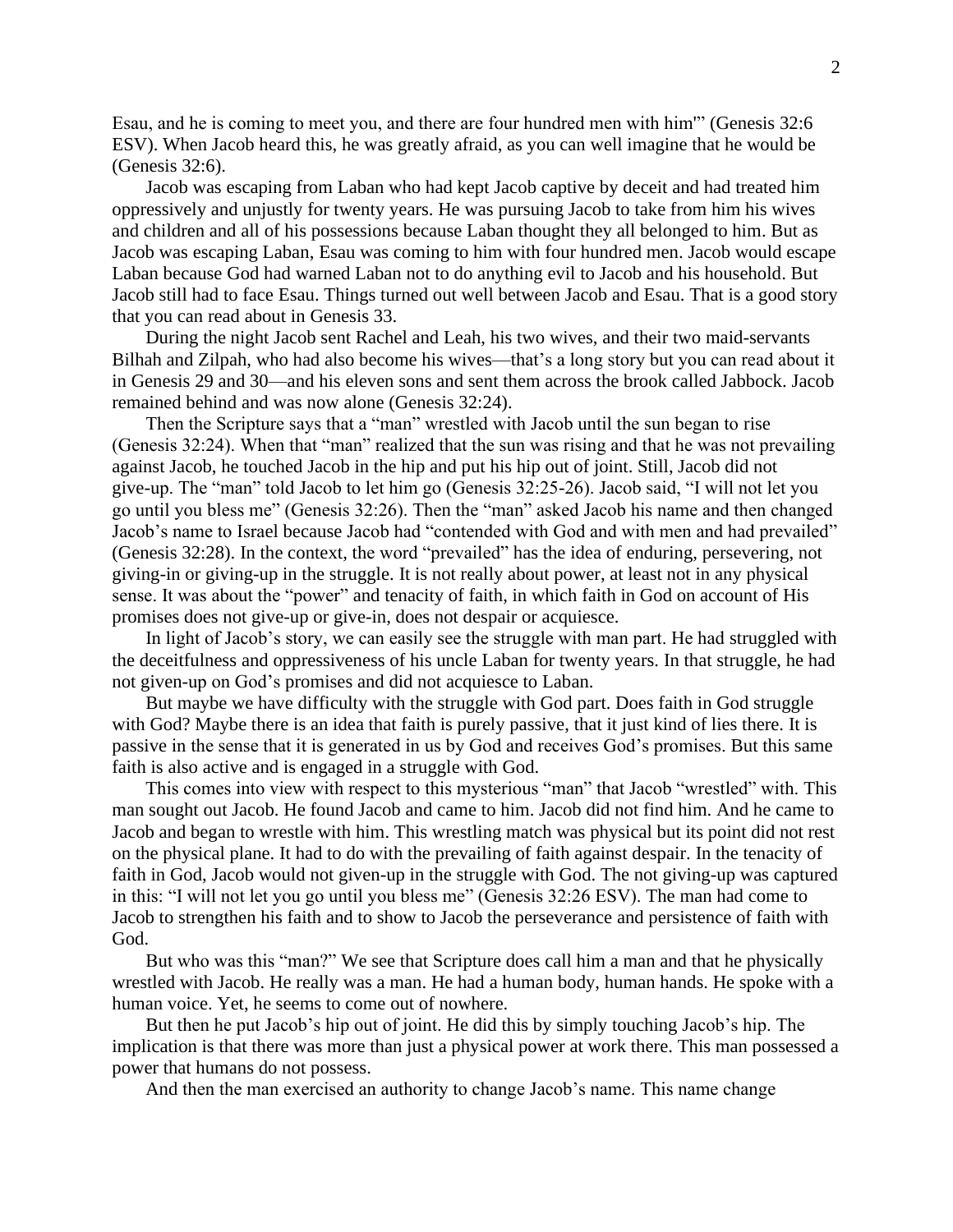Esau, and he is coming to meet you, and there are four hundred men with him'" (Genesis 32:6 ESV). When Jacob heard this, he was greatly afraid, as you can well imagine that he would be (Genesis 32:6).

Jacob was escaping from Laban who had kept Jacob captive by deceit and had treated him oppressively and unjustly for twenty years. He was pursuing Jacob to take from him his wives and children and all of his possessions because Laban thought they all belonged to him. But as Jacob was escaping Laban, Esau was coming to him with four hundred men. Jacob would escape Laban because God had warned Laban not to do anything evil to Jacob and his household. But Jacob still had to face Esau. Things turned out well between Jacob and Esau. That is a good story that you can read about in Genesis 33.

During the night Jacob sent Rachel and Leah, his two wives, and their two maid-servants Bilhah and Zilpah, who had also become his wives—that's a long story but you can read about it in Genesis 29 and 30—and his eleven sons and sent them across the brook called Jabbock. Jacob remained behind and was now alone (Genesis 32:24).

Then the Scripture says that a "man" wrestled with Jacob until the sun began to rise (Genesis 32:24). When that "man" realized that the sun was rising and that he was not prevailing against Jacob, he touched Jacob in the hip and put his hip out of joint. Still, Jacob did not give-up. The "man" told Jacob to let him go (Genesis 32:25-26). Jacob said, "I will not let you go until you bless me" (Genesis 32:26). Then the "man" asked Jacob his name and then changed Jacob's name to Israel because Jacob had "contended with God and with men and had prevailed" (Genesis 32:28). In the context, the word "prevailed" has the idea of enduring, persevering, not giving-in or giving-up in the struggle. It is not really about power, at least not in any physical sense. It was about the "power" and tenacity of faith, in which faith in God on account of His promises does not give-up or give-in, does not despair or acquiesce.

In light of Jacob's story, we can easily see the struggle with man part. He had struggled with the deceitfulness and oppressiveness of his uncle Laban for twenty years. In that struggle, he had not given-up on God's promises and did not acquiesce to Laban.

But maybe we have difficulty with the struggle with God part. Does faith in God struggle with God? Maybe there is an idea that faith is purely passive, that it just kind of lies there. It is passive in the sense that it is generated in us by God and receives God's promises. But this same faith is also active and is engaged in a struggle with God.

This comes into view with respect to this mysterious "man" that Jacob "wrestled" with. This man sought out Jacob. He found Jacob and came to him. Jacob did not find him. And he came to Jacob and began to wrestle with him. This wrestling match was physical but its point did not rest on the physical plane. It had to do with the prevailing of faith against despair. In the tenacity of faith in God, Jacob would not given-up in the struggle with God. The not giving-up was captured in this: "I will not let you go until you bless me" (Genesis 32:26 ESV). The man had come to Jacob to strengthen his faith and to show to Jacob the perseverance and persistence of faith with God.

But who was this "man?" We see that Scripture does call him a man and that he physically wrestled with Jacob. He really was a man. He had a human body, human hands. He spoke with a human voice. Yet, he seems to come out of nowhere.

But then he put Jacob's hip out of joint. He did this by simply touching Jacob's hip. The implication is that there was more than just a physical power at work there. This man possessed a power that humans do not possess.

And then the man exercised an authority to change Jacob's name. This name change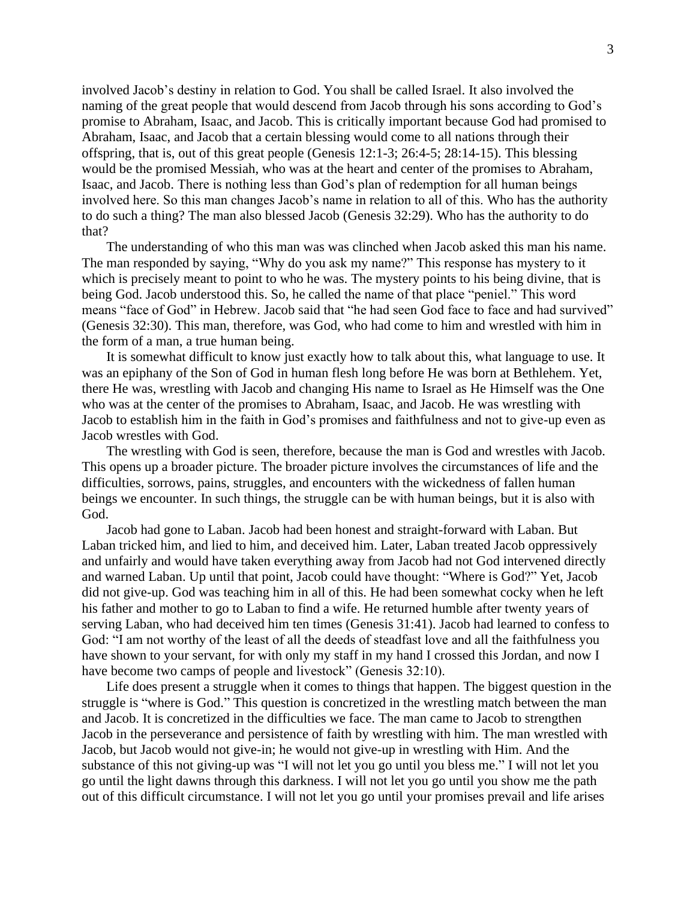involved Jacob's destiny in relation to God. You shall be called Israel. It also involved the naming of the great people that would descend from Jacob through his sons according to God's promise to Abraham, Isaac, and Jacob. This is critically important because God had promised to Abraham, Isaac, and Jacob that a certain blessing would come to all nations through their offspring, that is, out of this great people (Genesis 12:1-3; 26:4-5; 28:14-15). This blessing would be the promised Messiah, who was at the heart and center of the promises to Abraham, Isaac, and Jacob. There is nothing less than God's plan of redemption for all human beings involved here. So this man changes Jacob's name in relation to all of this. Who has the authority to do such a thing? The man also blessed Jacob (Genesis 32:29). Who has the authority to do that?

The understanding of who this man was was clinched when Jacob asked this man his name. The man responded by saying, "Why do you ask my name?" This response has mystery to it which is precisely meant to point to who he was. The mystery points to his being divine, that is being God. Jacob understood this. So, he called the name of that place "peniel." This word means "face of God" in Hebrew. Jacob said that "he had seen God face to face and had survived" (Genesis 32:30). This man, therefore, was God, who had come to him and wrestled with him in the form of a man, a true human being.

It is somewhat difficult to know just exactly how to talk about this, what language to use. It was an epiphany of the Son of God in human flesh long before He was born at Bethlehem. Yet, there He was, wrestling with Jacob and changing His name to Israel as He Himself was the One who was at the center of the promises to Abraham, Isaac, and Jacob. He was wrestling with Jacob to establish him in the faith in God's promises and faithfulness and not to give-up even as Jacob wrestles with God.

The wrestling with God is seen, therefore, because the man is God and wrestles with Jacob. This opens up a broader picture. The broader picture involves the circumstances of life and the difficulties, sorrows, pains, struggles, and encounters with the wickedness of fallen human beings we encounter. In such things, the struggle can be with human beings, but it is also with God.

Jacob had gone to Laban. Jacob had been honest and straight-forward with Laban. But Laban tricked him, and lied to him, and deceived him. Later, Laban treated Jacob oppressively and unfairly and would have taken everything away from Jacob had not God intervened directly and warned Laban. Up until that point, Jacob could have thought: "Where is God?" Yet, Jacob did not give-up. God was teaching him in all of this. He had been somewhat cocky when he left his father and mother to go to Laban to find a wife. He returned humble after twenty years of serving Laban, who had deceived him ten times (Genesis 31:41). Jacob had learned to confess to God: "I am not worthy of the least of all the deeds of steadfast love and all the faithfulness you have shown to your servant, for with only my staff in my hand I crossed this Jordan, and now I have become two camps of people and livestock" (Genesis 32:10).

Life does present a struggle when it comes to things that happen. The biggest question in the struggle is "where is God." This question is concretized in the wrestling match between the man and Jacob. It is concretized in the difficulties we face. The man came to Jacob to strengthen Jacob in the perseverance and persistence of faith by wrestling with him. The man wrestled with Jacob, but Jacob would not give-in; he would not give-up in wrestling with Him. And the substance of this not giving-up was "I will not let you go until you bless me." I will not let you go until the light dawns through this darkness. I will not let you go until you show me the path out of this difficult circumstance. I will not let you go until your promises prevail and life arises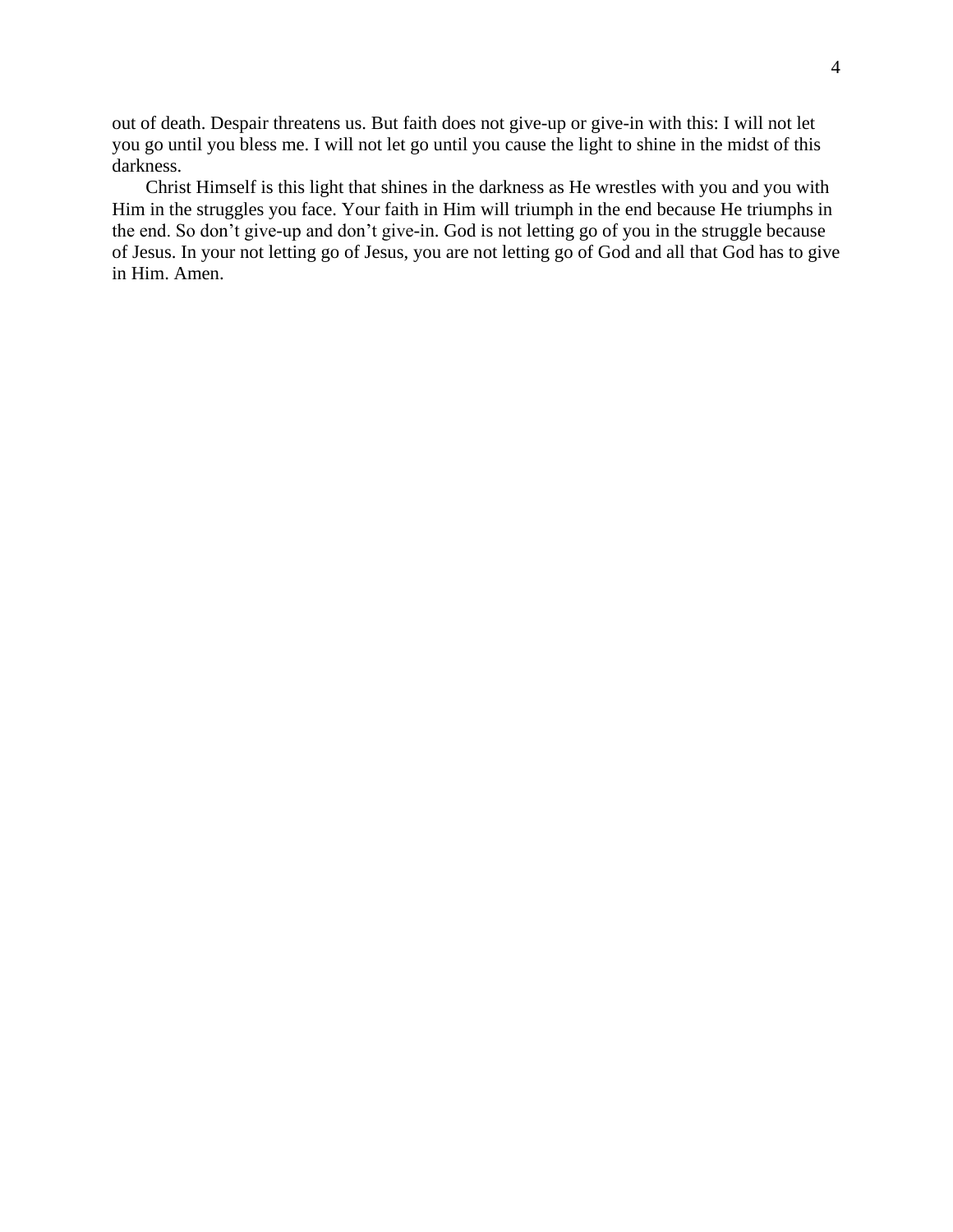out of death. Despair threatens us. But faith does not give-up or give-in with this: I will not let you go until you bless me. I will not let go until you cause the light to shine in the midst of this darkness.

Christ Himself is this light that shines in the darkness as He wrestles with you and you with Him in the struggles you face. Your faith in Him will triumph in the end because He triumphs in the end. So don't give-up and don't give-in. God is not letting go of you in the struggle because of Jesus. In your not letting go of Jesus, you are not letting go of God and all that God has to give in Him. Amen.